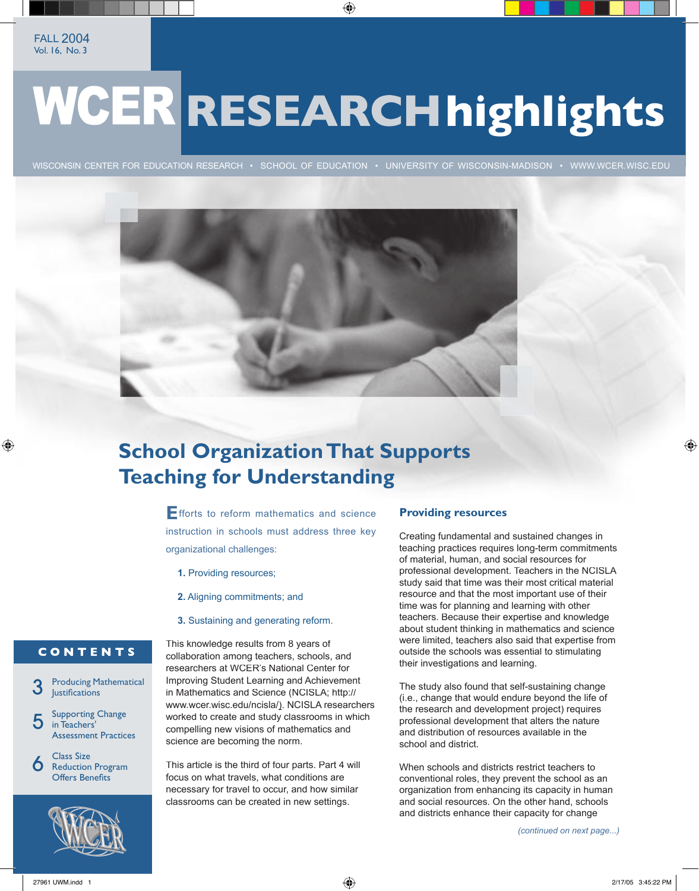FALL 2004
Vol. 16, No. 3

# WCER RESEARCH highlights

WISCONSIN CENTER FOR EDUCATION RESEARCH • SCHOOL OF EDUCATION • UNIVERSITY OF WISCONSIN-MADISON • WWW.WCER.WISC.EDU

## School Organization That Supports Teaching for Understanding

Efforts to reform mathematics and science instruction in schools must address three key organizational challenges:

1. Providing resources;
2. Aligning commitments; and
3. Sustaining and generating reform.

This knowledge results from 8 years of collaboration among teachers, schools, and researchers at WCER's National Center for Improving Student Learning and Achievement in Mathematics and Science (NCISLA; http://www.wcer.wisc.edu/ncisla/). NCISLA researchers worked to create and study classrooms in which compelling new visions of mathematics and science are becoming the norm.

This article is the third of four parts. Part 4 will focus on what travels, what conditions are necessary for travel to occur, and how similar classrooms can be created in new settings.

### Providing resources

Creating fundamental and sustained changes in teaching practices requires long-term commitments of material, human, and social resources for professional development. Teachers in the NCISLA study said that time was their most critical material resource and that the most important use of their time was for planning and learning with other teachers. Because their expertise and knowledge about student thinking in mathematics and science were limited, teachers also said that expertise from outside the schools was essential to stimulating their investigations and learning.

The study also found that self-sustaining change (i.e., change that would endure beyond the life of the research and development project) requires professional development that alters the nature and distribution of resources available in the school and district.

When schools and districts restrict teachers to conventional roles, they prevent the school as an organization from enhancing its capacity in human and social resources. On the other hand, schools and districts enhance their capacity for change

*(continued on next page...)*

**CONTENTS**

3 Producing Mathematical Justifications

5 Supporting Change in Teachers' Assessment Practices

6 Class Size Reduction Program Offers Benefits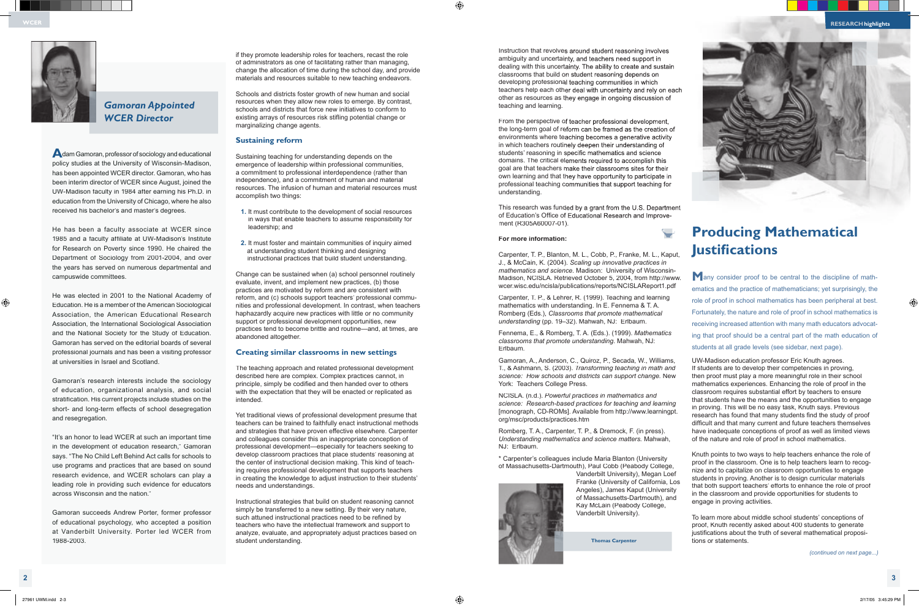## Gamoran Appointed WCER Director

Adam Gamoran, professor of sociology and educational policy studies at the University of Wisconsin-Madison, has been appointed WCER director. Gamoran, who has been interim director of WCER since August, joined the UW-Madison faculty in 1984 after earning his Ph.D. in education from the University of Chicago, where he also received his bachelor's and master's degrees.

He has been a faculty associate at WCER since 1985 and a faculty affiliate at UW-Madison's Institute for Research on Poverty since 1990. He chaired the Department of Sociology from 2001-2004, and over the years has served on numerous departmental and campuswide committees.

He was elected in 2001 to the National Academy of Education. He is a member of the American Sociological Association, the American Educational Research Association, the International Sociological Association and the National Society for the Study of Education. Gamoran has served on the editorial boards of several professional journals and has been a visiting professor at universities in Israel and Scotland.

Gamoran's research interests include the sociology of education, organizational analysis, and social stratification. His current projects include studies on the short- and long-term effects of school desegregation and resegregation.

"It's an honor to lead WCER at such an important time in the development of education research," Gamoran says. "The No Child Left Behind Act calls for schools to use programs and practices that are based on sound research evidence, and WCER scholars can play a leading role in providing such evidence for educators across Wisconsin and the nation."

Gamoran succeeds Andrew Porter, former professor of educational psychology, who accepted a position at Vanderbilt University. Porter led WCER from 1988-2003.

if they promote leadership roles for teachers, recast the role of administrators as one of facilitating rather than managing, change the allocation of time during the school day, and provide materials and resources suitable to new teaching endeavors.

Schools and districts foster growth of new human and social resources when they allow new roles to emerge. By contrast, schools and districts that force new initiatives to conform to existing arrays of resources risk stifling potential change or marginalizing change agents.

### Sustaining reform

Sustaining teaching for understanding depends on the emergence of leadership within professional communities, a commitment to professional interdependence (rather than independence), and a commitment of human and material resources. The infusion of human and material resources must accomplish two things:

1. It must contribute to the development of social resources in ways that enable teachers to assume responsibility for leadership; and
2. It must foster and maintain communities of inquiry aimed at understanding student thinking and designing instructional practices that build student understanding.

Change can be sustained when (a) school personnel routinely evaluate, invent, and implement new practices, (b) those practices are motivated by reform and are consistent with reform, and (c) schools support teachers' professional communities and professional development. In contrast, when teachers haphazardly acquire new practices with little or no community support or professional development opportunities, new practices tend to become brittle and routine—and, at times, are abandoned altogether.

### Creating similar classrooms in new settings

The teaching approach and related professional development described here are complex. Complex practices cannot, in principle, simply be codified and then handed over to others with the expectation that they will be enacted or replicated as intended.

Yet traditional views of professional development presume that teachers can be trained to faithfully enact instructional methods and strategies that have proven effective elsewhere. Carpenter and colleagues consider this an inappropriate conception of professional development—especially for teachers seeking to develop classroom practices that place students' reasoning at the center of instructional decision making. This kind of teaching requires professional development that supports teachers in creating the knowledge to adjust instruction to their students' needs and understandings.

Instructional strategies that build on student reasoning cannot simply be transferred to a new setting. By their very nature, such attuned instructional practices need to be refined by teachers who have the intellectual framework and support to analyze, evaluate, and appropriately adjust practices based on student understanding.

Instruction that revolves around student reasoning involves ambiguity and uncertainty, and teachers need support in dealing with this uncertainty. The ability to create and sustain classrooms that build on student reasoning depends on developing professional teaching communities in which teachers help each other deal with uncertainty and rely on each other as resources as they engage in ongoing discussion of teaching and learning.

From the perspective of teacher professional development, the long-term goal of reform can be framed as the creation of environments where teaching becomes a generative activity in which teachers routinely deepen their understanding of students' reasoning in specific mathematics and science domains. The critical elements required to accomplish this goal are that teachers make their classrooms sites for their own learning and that they have opportunity to participate in professional teaching communities that support teaching for understanding.

This research was funded by a grant from the U.S. Department of Education's Office of Educational Research and Improvement (R305A60007-01).

**For more information:**

Carpenter, T. P., Blanton, M. L., Cobb, P., Franke, M. L., Kaput, J., & McCain, K. (2004). *Scaling up innovative practices in mathematics and science.* Madison: University of Wisconsin-Madison, NCISLA. Retrieved October 5, 2004, from http://www.wcer.wisc.edu/ncisla/publications/reports/NCISLAReport1.pdf

Carpenter, T. P., & Lehrer, R. (1999). Teaching and learning mathematics with understanding. In E. Fennema & T. A. Romberg (Eds.), *Classrooms that promote mathematical understanding* (pp. 19–32). Mahwah, NJ: Erlbaum.

Fennema, E., & Romberg, T. A. (Eds.). (1999). *Mathematics classrooms that promote understanding.* Mahwah, NJ: Erlbaum.

Gamoran, A., Anderson, C., Quiroz, P., Secada, W., Williams, T., & Ashmann, S. (2003). *Transforming teaching in math and science: How schools and districts can support change.* New York: Teachers College Press.

NCISLA. (n.d.). *Powerful practices in mathematics and science: Research-based practices for teaching and learning* [monograph, CD-ROMs]. Available from http://www.learningpt.org/msc/products/practices.htm

Romberg, T. A., Carpenter, T. P., & Dremock, F. (in press). *Understanding mathematics and science matters.* Mahwah, NJ: Erlbaum.

* Carpenter's colleagues include Maria Blanton (University of Massachusetts-Dartmouth), Paul Cobb (Peabody College, Vanderbilt University), Megan Loef Franke (University of California, Los Angeles), James Kaput (University of Massachusetts-Dartmouth), and Kay McLain (Peabody College, Vanderbilt University).

Thomas Carpenter

## Producing Mathematical Justifications

Many consider proof to be central to the discipline of mathematics and the practice of mathematicians; yet surprisingly, the role of proof in school mathematics has been peripheral at best. Fortunately, the nature and role of proof in school mathematics is receiving increased attention with many math educators advocating that proof should be a central part of the math education of students at all grade levels (see sidebar, next page).

UW-Madison education professor Eric Knuth agrees. If students are to develop their competencies in proving, then proof must play a more meaningful role in their school mathematics experiences. Enhancing the role of proof in the classroom requires substantial effort by teachers to ensure that students have the means and the opportunities to engage in proving. This will be no easy task, Knuth says. Previous research has found that many students find the study of proof difficult and that many current and future teachers themselves have inadequate conceptions of proof as well as limited views of the nature and role of proof in school mathematics.

Knuth points to two ways to help teachers enhance the role of proof in the classroom. One is to help teachers learn to recognize and to capitalize on classroom opportunities to engage students in proving. Another is to design curricular materials that both support teachers' efforts to enhance the role of proof in the classroom and provide opportunities for students to engage in proving activities.

To learn more about middle school students' conceptions of proof, Knuth recently asked about 400 students to generate justifications about the truth of several mathematical propositions or statements.

*(continued on next page...)*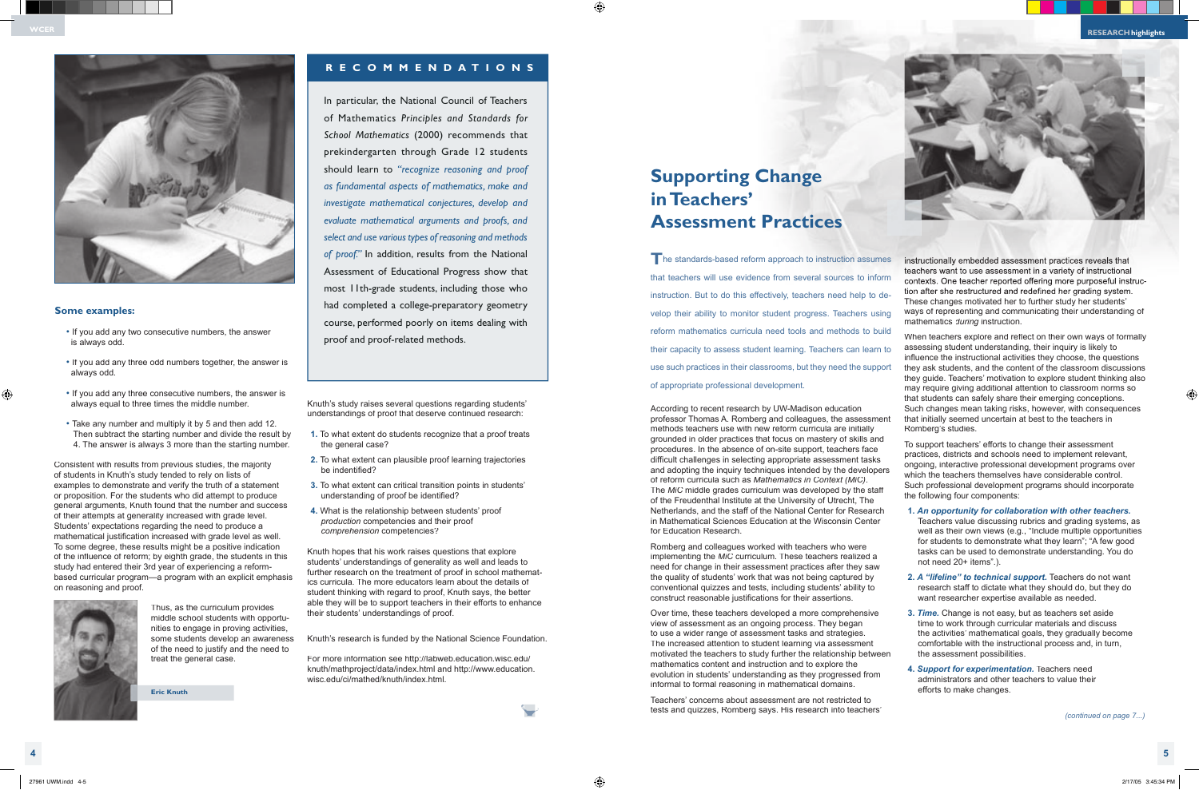## Some examples:

- If you add any two consecutive numbers, the answer is always odd.
- If you add any three odd numbers together, the answer is always odd.
- If you add any three consecutive numbers, the answer is always equal to three times the middle number.
- Take any number and multiply it by 5 and then add 12. Then subtract the starting number and divide the result by 4. The answer is always 3 more than the starting number.

Consistent with results from previous studies, the majority of students in Knuth's study tended to rely on lists of examples to demonstrate and verify the truth of a statement or proposition. For the students who did attempt to produce general arguments, Knuth found that the number and success of their attempts at generality increased with grade level. Students' expectations regarding the need to produce a mathematical justification increased with grade level as well. To some degree, these results might be a positive indication of the influence of reform; by eighth grade, the students in this study had entered their 3rd year of experiencing a reform-based curricular program—a program with an explicit emphasis on reasoning and proof.

Thus, as the curriculum provides middle school students with opportunities to engage in proving activities, some students develop an awareness of the need to justify and the need to treat the general case.

Eric Knuth

## RECOMMENDATIONS

In particular, the National Council of Teachers of Mathematics *Principles and Standards for School Mathematics* (2000) recommends that prekindergarten through Grade 12 students should learn to *"recognize reasoning and proof as fundamental aspects of mathematics, make and investigate mathematical conjectures, develop and evaluate mathematical arguments and proofs, and select and use various types of reasoning and methods of proof."* In addition, results from the National Assessment of Educational Progress show that most 11th-grade students, including those who had completed a college-preparatory geometry course, performed poorly on items dealing with proof and proof-related methods.

Knuth's study raises several questions regarding students' understandings of proof that deserve continued research:

1. To what extent do students recognize that a proof treats the general case?
2. To what extent can plausible proof learning trajectories be indentified?
3. To what extent can critical transition points in students' understanding of proof be identified?
4. What is the relationship between students' proof *production* competencies and their proof *comprehension* competencies?

Knuth hopes that his work raises questions that explore students' understandings of generality as well and leads to further research on the treatment of proof in school mathematics curricula. The more educators learn about the details of student thinking with regard to proof, Knuth says, the better able they will be to support teachers in their efforts to enhance their students' understandings of proof.

Knuth's research is funded by the National Science Foundation.

For more information see http://labweb.education.wisc.edu/knuth/mathproject/data/index.html and http://www.education.wisc.edu/ci/mathed/knuth/index.html.

# Supporting Change in Teachers' Assessment Practices

The standards-based reform approach to instruction assumes that teachers will use evidence from several sources to inform instruction. But to do this effectively, teachers need help to develop their ability to monitor student progress. Teachers using reform mathematics curricula need tools and methods to build their capacity to assess student learning. Teachers can learn to use such practices in their classrooms, but they need the support of appropriate professional development.

According to recent research by UW-Madison education professor Thomas A. Romberg and colleagues, the assessment methods teachers use with new reform curricula are initially grounded in older practices that focus on mastery of skills and procedures. In the absence of on-site support, teachers face difficult challenges in selecting appropriate assessment tasks and adopting the inquiry techniques intended by the developers of reform curricula such as *Mathematics in Context (MiC)*. The *MiC* middle grades curriculum was developed by the staff of the Freudenthal Institute at the University of Utrecht, The Netherlands, and the staff of the National Center for Research in Mathematical Sciences Education at the Wisconsin Center for Education Research.

Romberg and colleagues worked with teachers who were implementing the *MiC* curriculum. These teachers realized a need for change in their assessment practices after they saw the quality of students' work that was not being captured by conventional quizzes and tests, including students' ability to construct reasonable justifications for their assertions.

Over time, these teachers developed a more comprehensive view of assessment as an ongoing process. They began to use a wider range of assessment tasks and strategies. The increased attention to student learning via assessment motivated the teachers to study further the relationship between mathematics content and instruction and to explore the evolution in students' understanding as they progressed from informal to formal reasoning in mathematical domains.

Teachers' concerns about assessment are not restricted to tests and quizzes, Romberg says. His research into teachers' instructionally embedded assessment practices reveals that teachers want to use assessment in a variety of instructional contexts. One teacher reported offering more purposeful instruction after she restructured and redefined her grading system. These changes motivated her to further study her students' ways of representing and communicating their understanding of mathematics *during* instruction.

When teachers explore and reflect on their own ways of formally assessing student understanding, their inquiry is likely to influence the instructional activities they choose, the questions they ask students, and the content of the classroom discussions they guide. Teachers' motivation to explore student thinking also may require giving additional attention to classroom norms so that students can safely share their emerging conceptions. Such changes mean taking risks, however, with consequences that initially seemed uncertain at best to the teachers in Romberg's studies.

To support teachers' efforts to change their assessment practices, districts and schools need to implement relevant, ongoing, interactive professional development programs over which the teachers themselves have considerable control. Such professional development programs should incorporate the following four components:

1. ***An opportunity for collaboration with other teachers.*** Teachers value discussing rubrics and grading systems, as well as their own views (e.g., "Include multiple opportunities for students to demonstrate what they learn"; "A few good tasks can be used to demonstrate understanding. You do not need 20+ items".).
2. ***A "lifeline" to technical support.*** Teachers do not want research staff to dictate what they should do, but they do want researcher expertise available as needed.
3. ***Time.*** Change is not easy, but as teachers set aside time to work through curricular materials and discuss the activities' mathematical goals, they gradually become comfortable with the instructional process and, in turn, the assessment possibilities.
4. ***Support for experimentation.*** Teachers need administrators and other teachers to value their efforts to make changes.

*(continued on page 7...)*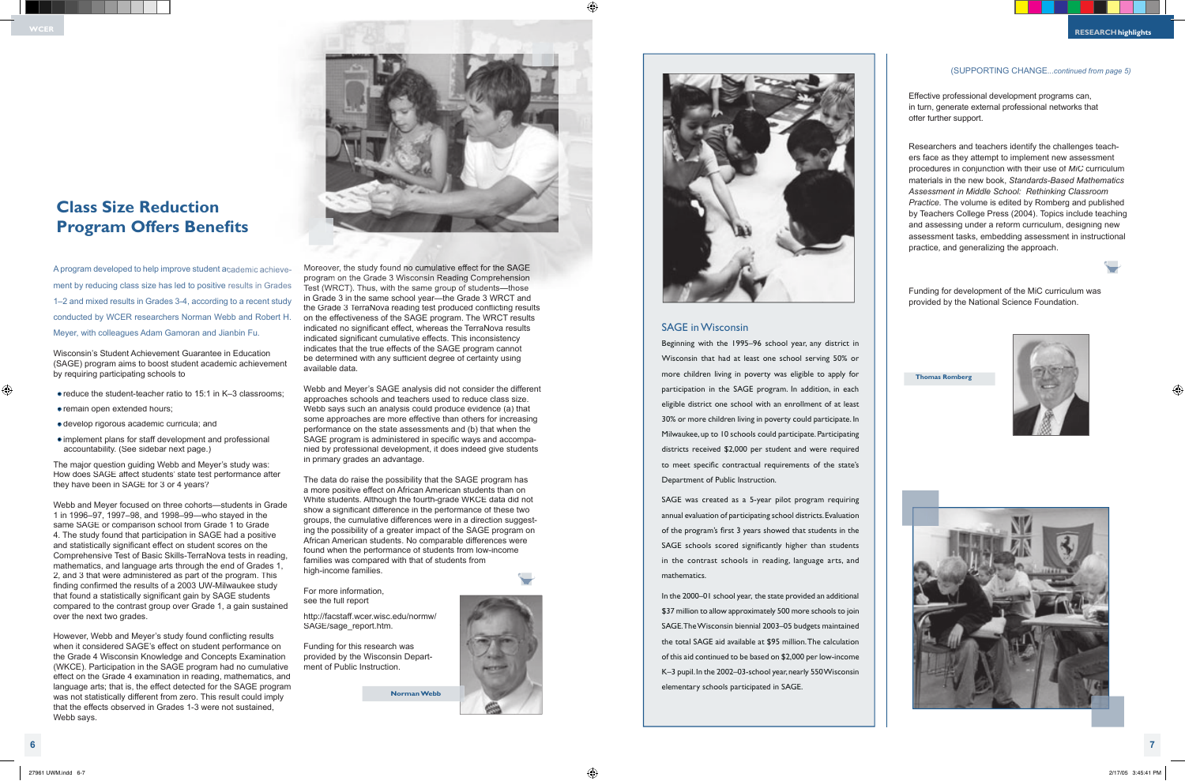## Class Size Reduction Program Offers Benefits

A program developed to help improve student academic achievement by reducing class size has led to positive results in Grades 1–2 and mixed results in Grades 3-4, according to a recent study conducted by WCER researchers Norman Webb and Robert H. Meyer, with colleagues Adam Gamoran and Jianbin Fu.

Wisconsin's Student Achievement Guarantee in Education (SAGE) program aims to boost student academic achievement by requiring participating schools to

- reduce the student-teacher ratio to 15:1 in K–3 classrooms;
- remain open extended hours;
- develop rigorous academic curricula; and
- implement plans for staff development and professional accountability. (See sidebar next page.)

The major question guiding Webb and Meyer's study was: How does SAGE affect students' state test performance after they have been in SAGE for 3 or 4 years?

Webb and Meyer focused on three cohorts—students in Grade 1 in 1996–97, 1997–98, and 1998–99—who stayed in the same SAGE or comparison school from Grade 1 to Grade 4. The study found that participation in SAGE had a positive and statistically significant effect on student scores on the Comprehensive Test of Basic Skills-TerraNova tests in reading, mathematics, and language arts through the end of Grades 1, 2, and 3 that were administered as part of the program. This finding confirmed the results of a 2003 UW-Milwaukee study that found a statistically significant gain by SAGE students compared to the contrast group over Grade 1, a gain sustained over the next two grades.

However, Webb and Meyer's study found conflicting results when it considered SAGE's effect on student performance on the Grade 4 Wisconsin Knowledge and Concepts Examination (WKCE). Participation in the SAGE program had no cumulative effect on the Grade 4 examination in reading, mathematics, and language arts; that is, the effect detected for the SAGE program was not statistically different from zero. This result could imply that the effects observed in Grades 1-3 were not sustained, Webb says.

Moreover, the study found no cumulative effect for the SAGE program on the Grade 3 Wisconsin Reading Comprehension Test (WRCT). Thus, with the same group of students—those in Grade 3 in the same school year—the Grade 3 WRCT and the Grade 3 TerraNova reading test produced conflicting results on the effectiveness of the SAGE program. The WRCT results indicated no significant effect, whereas the TerraNova results indicated significant cumulative effects. This inconsistency indicates that the true effects of the SAGE program cannot be determined with any sufficient degree of certainty using available data.

Webb and Meyer's SAGE analysis did not consider the different approaches schools and teachers used to reduce class size. Webb says such an analysis could produce evidence (a) that some approaches are more effective than others for increasing performance on the state assessments and (b) that when the SAGE program is administered in specific ways and accompanied by professional development, it does indeed give students in primary grades an advantage.

The data do raise the possibility that the SAGE program has a more positive effect on African American students than on White students. Although the fourth-grade WKCE data did not show a significant difference in the performance of these two groups, the cumulative differences were in a direction suggesting the possibility of a greater impact of the SAGE program on African American students. No comparable differences were found when the performance of students from low-income families was compared with that of students from high-income families.

For more information, see the full report

http://facstaff.wcer.wisc.edu/normw/SAGE/sage_report.htm.

Funding for this research was provided by the Wisconsin Department of Public Instruction.

Norman Webb

### SAGE in Wisconsin

Beginning with the 1995–96 school year, any district in Wisconsin that had at least one school serving 50% or more children living in poverty was eligible to apply for participation in the SAGE program. In addition, in each eligible district one school with an enrollment of at least 30% or more children living in poverty could participate. In Milwaukee, up to 10 schools could participate. Participating districts received $2,000 per student and were required to meet specific contractual requirements of the state's Department of Public Instruction.

SAGE was created as a 5-year pilot program requiring annual evaluation of participating school districts. Evaluation of the program's first 3 years showed that students in the SAGE schools scored significantly higher than students in the contrast schools in reading, language arts, and mathematics.

In the 2000–01 school year, the state provided an additional $37 million to allow approximately 500 more schools to join SAGE. The Wisconsin biennial 2003–05 budgets maintained the total SAGE aid available at $95 million. The calculation of this aid continued to be based on $2,000 per low-income K–3 pupil. In the 2002–03-school year, nearly 550 Wisconsin elementary schools participated in SAGE.

(SUPPORTING CHANGE...*continued from page 5*)

Effective professional development programs can, in turn, generate external professional networks that offer further support.

Researchers and teachers identify the challenges teachers face as they attempt to implement new assessment procedures in conjunction with their use of *MiC* curriculum materials in the new book, *Standards-Based Mathematics Assessment in Middle School: Rethinking Classroom Practice*. The volume is edited by Romberg and published by Teachers College Press (2004). Topics include teaching and assessing under a reform curriculum, designing new assessment tasks, embedding assessment in instructional practice, and generalizing the approach.

Funding for development of the MiC curriculum was provided by the National Science Foundation.

Thomas Romberg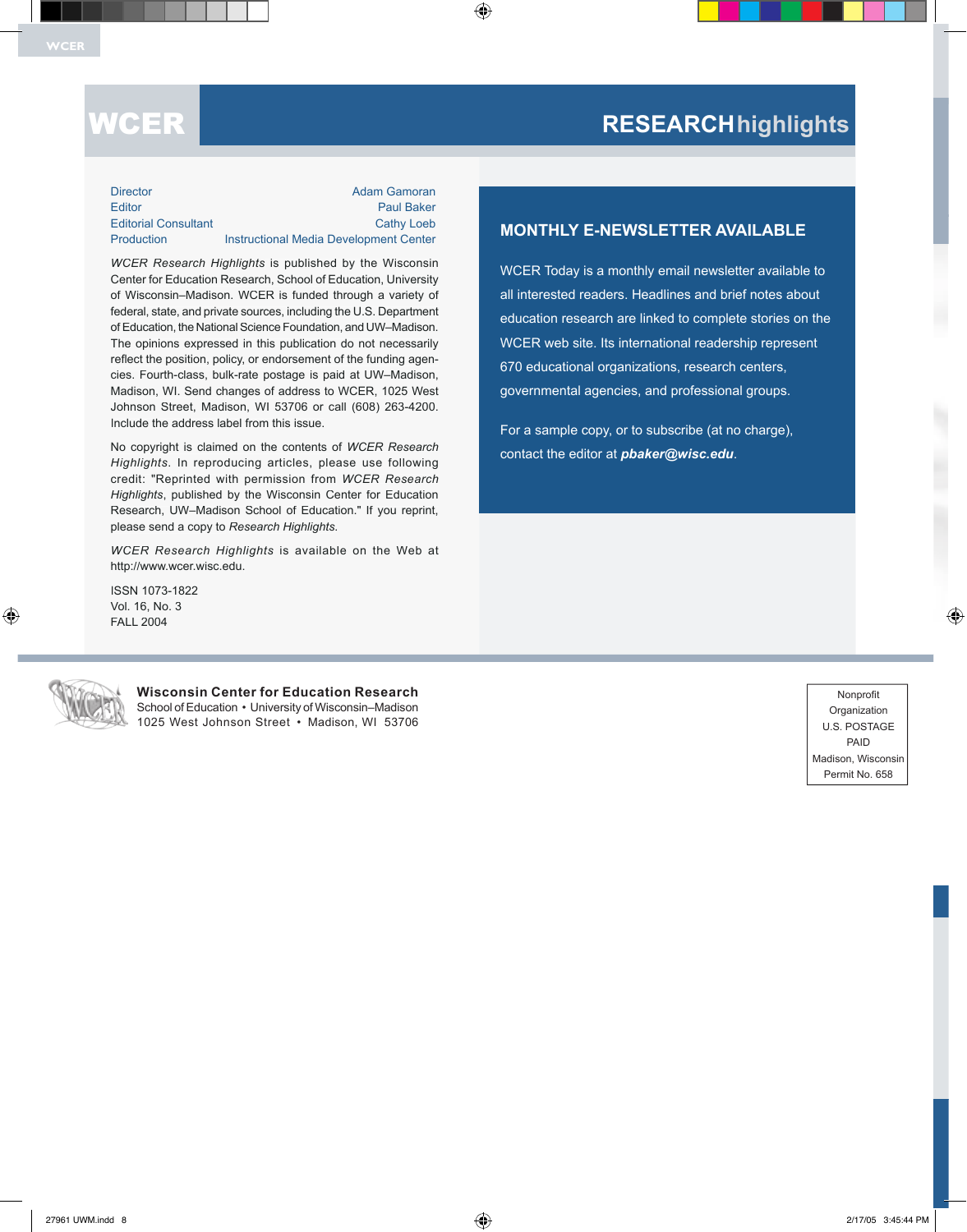# WCER RESEARCH highlights

| | |
|---|---|
| Director | Adam Gamoran |
| Editor | Paul Baker |
| Editorial Consultant | Cathy Loeb |
| Production | Instructional Media Development Center |

*WCER Research Highlights* is published by the Wisconsin Center for Education Research, School of Education, University of Wisconsin–Madison. WCER is funded through a variety of federal, state, and private sources, including the U.S. Department of Education, the National Science Foundation, and UW–Madison. The opinions expressed in this publication do not necessarily reflect the position, policy, or endorsement of the funding agencies. Fourth-class, bulk-rate postage is paid at UW–Madison, Madison, WI. Send changes of address to WCER, 1025 West Johnson Street, Madison, WI 53706 or call (608) 263-4200. Include the address label from this issue.

No copyright is claimed on the contents of *WCER Research Highlights*. In reproducing articles, please use following credit: "Reprinted with permission from *WCER Research Highlights*, published by the Wisconsin Center for Education Research, UW–Madison School of Education." If you reprint, please send a copy to *Research Highlights*.

*WCER Research Highlights* is available on the Web at http://www.wcer.wisc.edu.

ISSN 1073-1822
Vol. 16, No. 3
FALL 2004

## MONTHLY E-NEWSLETTER AVAILABLE

WCER Today is a monthly email newsletter available to all interested readers. Headlines and brief notes about education research are linked to complete stories on the WCER web site. Its international readership represent 670 educational organizations, research centers, governmental agencies, and professional groups.

For a sample copy, or to subscribe (at no charge), contact the editor at ***pbaker@wisc.edu***.

**Wisconsin Center for Education Research**
School of Education • University of Wisconsin–Madison
1025 West Johnson Street • Madison, WI 53706

Nonprofit Organization
U.S. POSTAGE PAID
Madison, Wisconsin
Permit No. 658